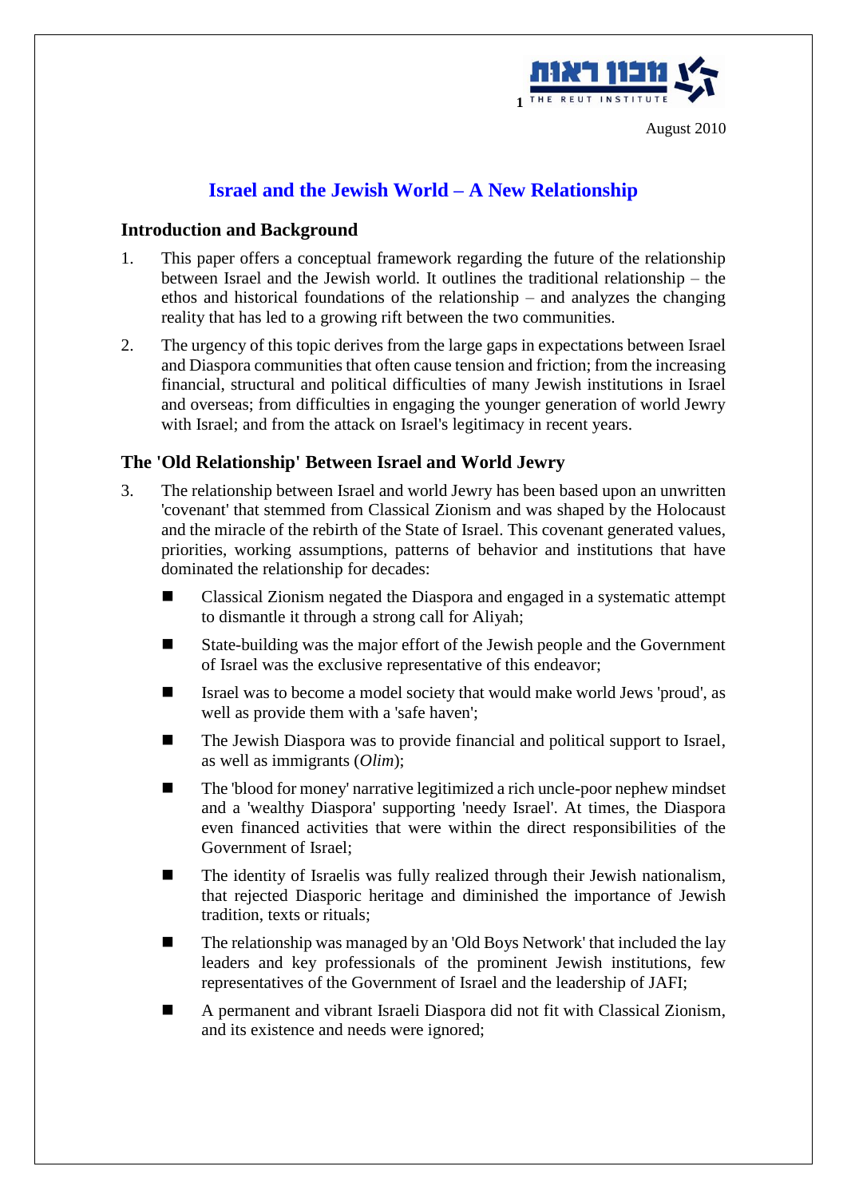August 2010

# Israel and the Jewish World – A New Relationship

## Introduction and Background

1. This paper offers a conceptual framework regarding the future of the relationship between Israel and the Jewish world. It outlines the traditional relationship – the ethos and historical foundations of the relationship – and analyzes the changing reality that has led to a growing rift between the two communities.

2. The urgency of this topic derives from the large gaps in expectations between Israel and Diaspora communities that often cause tension and friction; from the increasing financial, structural and political difficulties of many Jewish institutions in Israel and overseas; from difficulties in engaging the younger generation of world Jewry with Israel; and from the attack on Israel's legitimacy in recent years.

## The 'Old Relationship' Between Israel and World Jewry

3. The relationship between Israel and world Jewry has been based upon an unwritten 'covenant' that stemmed from Classical Zionism and was shaped by the Holocaust and the miracle of the rebirth of the State of Israel. This covenant generated values, priorities, working assumptions, patterns of behavior and institutions that have dominated the relationship for decades:

   - Classical Zionism negated the Diaspora and engaged in a systematic attempt to dismantle it through a strong call for Aliyah;
   - State-building was the major effort of the Jewish people and the Government of Israel was the exclusive representative of this endeavor;
   - Israel was to become a model society that would make world Jews 'proud', as well as provide them with a 'safe haven';
   - The Jewish Diaspora was to provide financial and political support to Israel, as well as immigrants (*Olim*);
   - The 'blood for money' narrative legitimized a rich uncle-poor nephew mindset and a 'wealthy Diaspora' supporting 'needy Israel'. At times, the Diaspora even financed activities that were within the direct responsibilities of the Government of Israel;
   - The identity of Israelis was fully realized through their Jewish nationalism, that rejected Diasporic heritage and diminished the importance of Jewish tradition, texts or rituals;
   - The relationship was managed by an 'Old Boys Network' that included the lay leaders and key professionals of the prominent Jewish institutions, few representatives of the Government of Israel and the leadership of JAFI;
   - A permanent and vibrant Israeli Diaspora did not fit with Classical Zionism, and its existence and needs were ignored;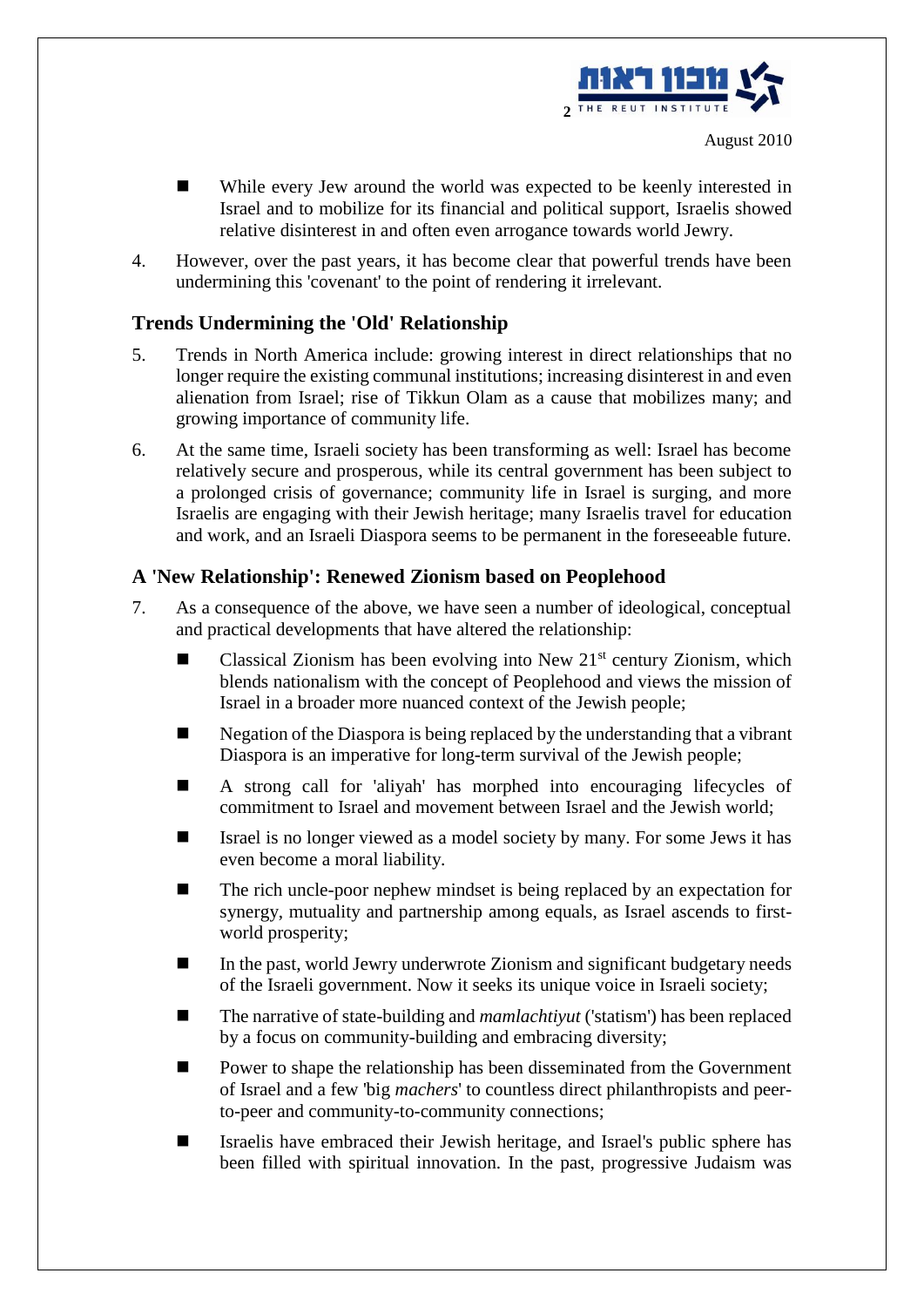- While every Jew around the world was expected to be keenly interested in Israel and to mobilize for its financial and political support, Israelis showed relative disinterest in and often even arrogance towards world Jewry.

4. However, over the past years, it has become clear that powerful trends have been undermining this 'covenant' to the point of rendering it irrelevant.

### Trends Undermining the 'Old' Relationship

5. Trends in North America include: growing interest in direct relationships that no longer require the existing communal institutions; increasing disinterest in and even alienation from Israel; rise of Tikkun Olam as a cause that mobilizes many; and growing importance of community life.

6. At the same time, Israeli society has been transforming as well: Israel has become relatively secure and prosperous, while its central government has been subject to a prolonged crisis of governance; community life in Israel is surging, and more Israelis are engaging with their Jewish heritage; many Israelis travel for education and work, and an Israeli Diaspora seems to be permanent in the foreseeable future.

### A 'New Relationship': Renewed Zionism based on Peoplehood

7. As a consequence of the above, we have seen a number of ideological, conceptual and practical developments that have altered the relationship:

   - Classical Zionism has been evolving into New 21st century Zionism, which blends nationalism with the concept of Peoplehood and views the mission of Israel in a broader more nuanced context of the Jewish people;
   - Negation of the Diaspora is being replaced by the understanding that a vibrant Diaspora is an imperative for long-term survival of the Jewish people;
   - A strong call for 'aliyah' has morphed into encouraging lifecycles of commitment to Israel and movement between Israel and the Jewish world;
   - Israel is no longer viewed as a model society by many. For some Jews it has even become a moral liability.
   - The rich uncle-poor nephew mindset is being replaced by an expectation for synergy, mutuality and partnership among equals, as Israel ascends to first-world prosperity;
   - In the past, world Jewry underwrote Zionism and significant budgetary needs of the Israeli government. Now it seeks its unique voice in Israeli society;
   - The narrative of state-building and *mamlachtiyut* ('statism') has been replaced by a focus on community-building and embracing diversity;
   - Power to shape the relationship has been disseminated from the Government of Israel and a few 'big *machers*' to countless direct philanthropists and peer-to-peer and community-to-community connections;
   - Israelis have embraced their Jewish heritage, and Israel's public sphere has been filled with spiritual innovation. In the past, progressive Judaism was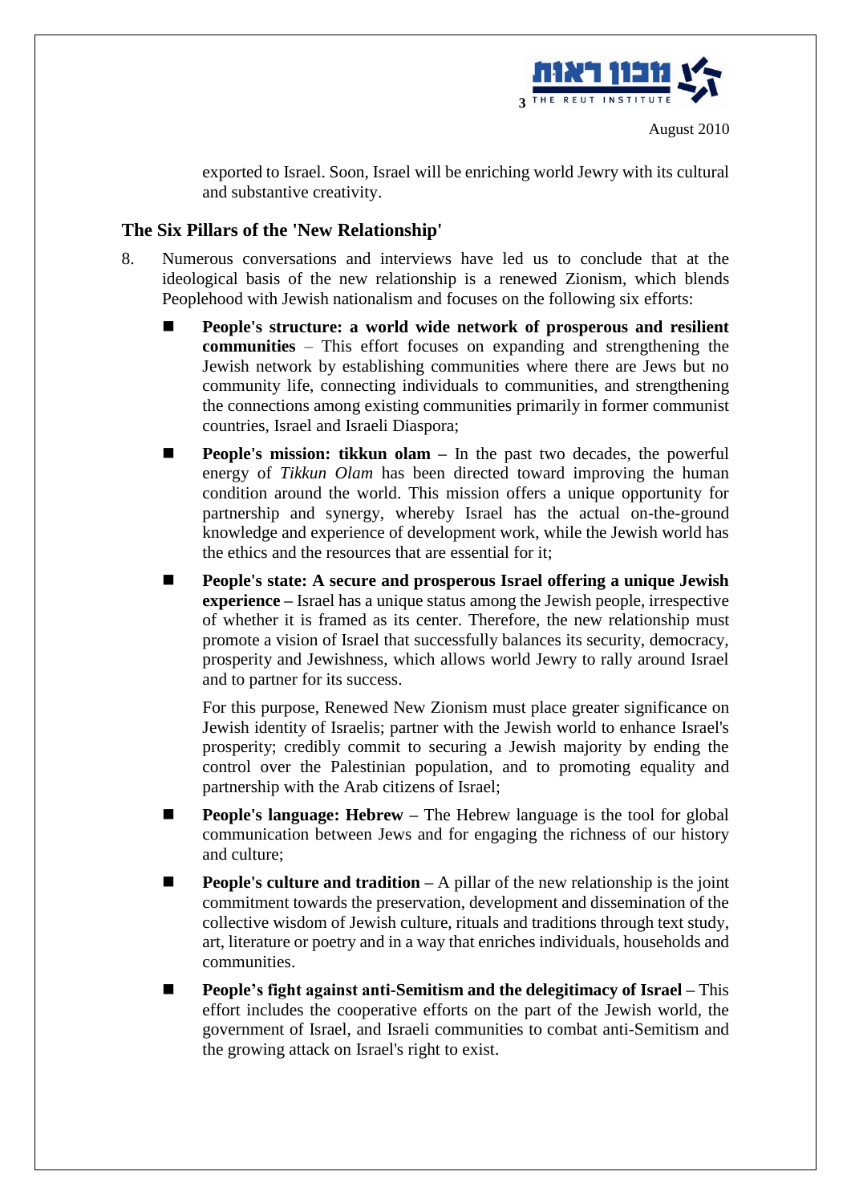exported to Israel. Soon, Israel will be enriching world Jewry with its cultural and substantive creativity.

### The Six Pillars of the 'New Relationship'

8. Numerous conversations and interviews have led us to conclude that at the ideological basis of the new relationship is a renewed Zionism, which blends Peoplehood with Jewish nationalism and focuses on the following six efforts:

   - **People's structure: a world wide network of prosperous and resilient communities** – This effort focuses on expanding and strengthening the Jewish network by establishing communities where there are Jews but no community life, connecting individuals to communities, and strengthening the connections among existing communities primarily in former communist countries, Israel and Israeli Diaspora;

   - **People's mission: tikkun olam –** In the past two decades, the powerful energy of *Tikkun Olam* has been directed toward improving the human condition around the world. This mission offers a unique opportunity for partnership and synergy, whereby Israel has the actual on-the-ground knowledge and experience of development work, while the Jewish world has the ethics and the resources that are essential for it;

   - **People's state: A secure and prosperous Israel offering a unique Jewish experience –** Israel has a unique status among the Jewish people, irrespective of whether it is framed as its center. Therefore, the new relationship must promote a vision of Israel that successfully balances its security, democracy, prosperity and Jewishness, which allows world Jewry to rally around Israel and to partner for its success.

     For this purpose, Renewed New Zionism must place greater significance on Jewish identity of Israelis; partner with the Jewish world to enhance Israel's prosperity; credibly commit to securing a Jewish majority by ending the control over the Palestinian population, and to promoting equality and partnership with the Arab citizens of Israel;

   - **People's language: Hebrew** – The Hebrew language is the tool for global communication between Jews and for engaging the richness of our history and culture;

   - **People's culture and tradition –** A pillar of the new relationship is the joint commitment towards the preservation, development and dissemination of the collective wisdom of Jewish culture, rituals and traditions through text study, art, literature or poetry and in a way that enriches individuals, households and communities.

   - **People's fight against anti-Semitism and the delegitimacy of Israel –** This effort includes the cooperative efforts on the part of the Jewish world, the government of Israel, and Israeli communities to combat anti-Semitism and the growing attack on Israel's right to exist.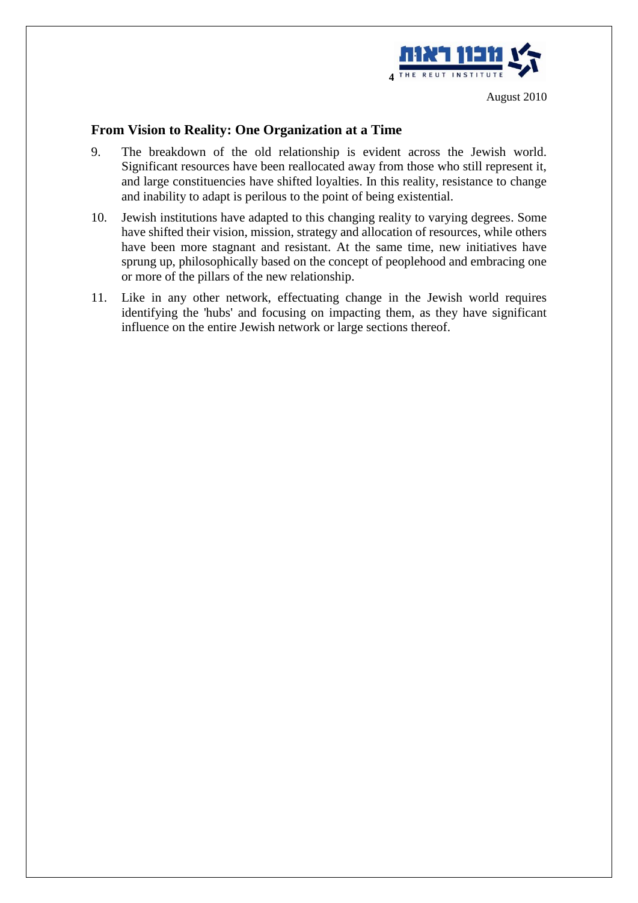## From Vision to Reality: One Organization at a Time

9. The breakdown of the old relationship is evident across the Jewish world. Significant resources have been reallocated away from those who still represent it, and large constituencies have shifted loyalties. In this reality, resistance to change and inability to adapt is perilous to the point of being existential.

10. Jewish institutions have adapted to this changing reality to varying degrees. Some have shifted their vision, mission, strategy and allocation of resources, while others have been more stagnant and resistant. At the same time, new initiatives have sprung up, philosophically based on the concept of peoplehood and embracing one or more of the pillars of the new relationship.

11. Like in any other network, effectuating change in the Jewish world requires identifying the 'hubs' and focusing on impacting them, as they have significant influence on the entire Jewish network or large sections thereof.